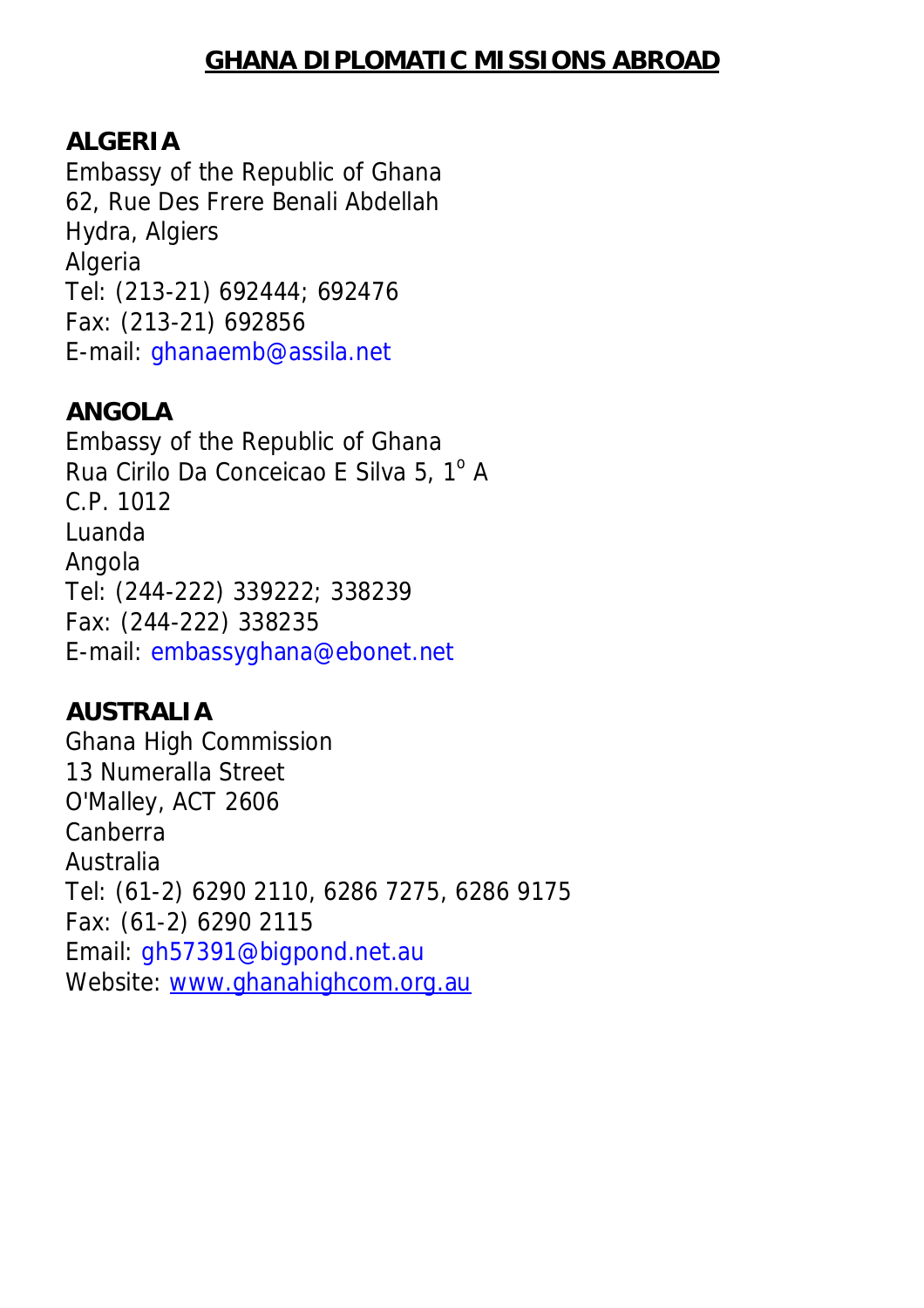# GHANA DIPLOMATIC MISSIONS ABROAD

**ALGERIA**
Embassy of the Republic of Ghana
62, Rue Des Frere Benali Abdellah
Hydra, Algiers
Algeria
Tel: (213-21) 692444; 692476
Fax: (213-21) 692856
E-mail: ghanaemb@assila.net

**ANGOLA**
Embassy of the Republic of Ghana
Rua Cirilo Da Conceicao E Silva 5, 1º A
C.P. 1012
Luanda
Angola
Tel: (244-222) 339222; 338239
Fax: (244-222) 338235
E-mail: embassyghana@ebonet.net

**AUSTRALIA**
Ghana High Commission
13 Numeralla Street
O'Malley, ACT 2606
Canberra
Australia
Tel: (61-2) 6290 2110, 6286 7275, 6286 9175
Fax: (61-2) 6290 2115
Email: gh57391@bigpond.net.au
Website: www.ghanahighcom.org.au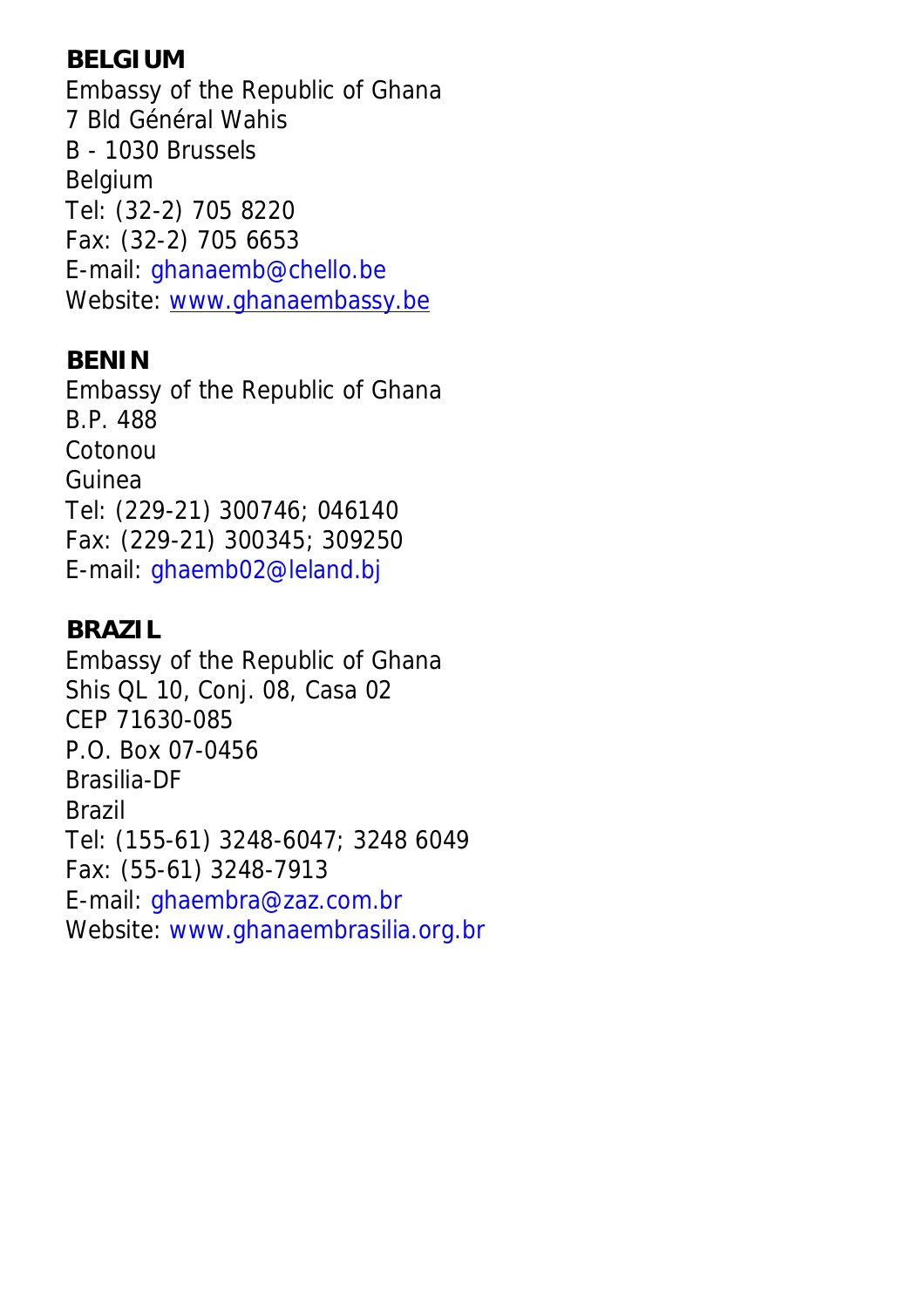**BELGIUM**
Embassy of the Republic of Ghana
7 Bld Général Wahis
B - 1030 Brussels
Belgium
Tel: (32-2) 705 8220
Fax: (32-2) 705 6653
E-mail: ghanaemb@chello.be
Website: www.ghanaembassy.be

**BENIN**
Embassy of the Republic of Ghana
B.P. 488
Cotonou
Guinea
Tel: (229-21) 300746; 046140
Fax: (229-21) 300345; 309250
E-mail: ghaemb02@leland.bj

**BRAZIL**
Embassy of the Republic of Ghana
Shis QL 10, Conj. 08, Casa 02
CEP 71630-085
P.O. Box 07-0456
Brasilia-DF
Brazil
Tel: (155-61) 3248-6047; 3248 6049
Fax: (55-61) 3248-7913
E-mail: ghaembra@zaz.com.br
Website: www.ghanaembrasilia.org.br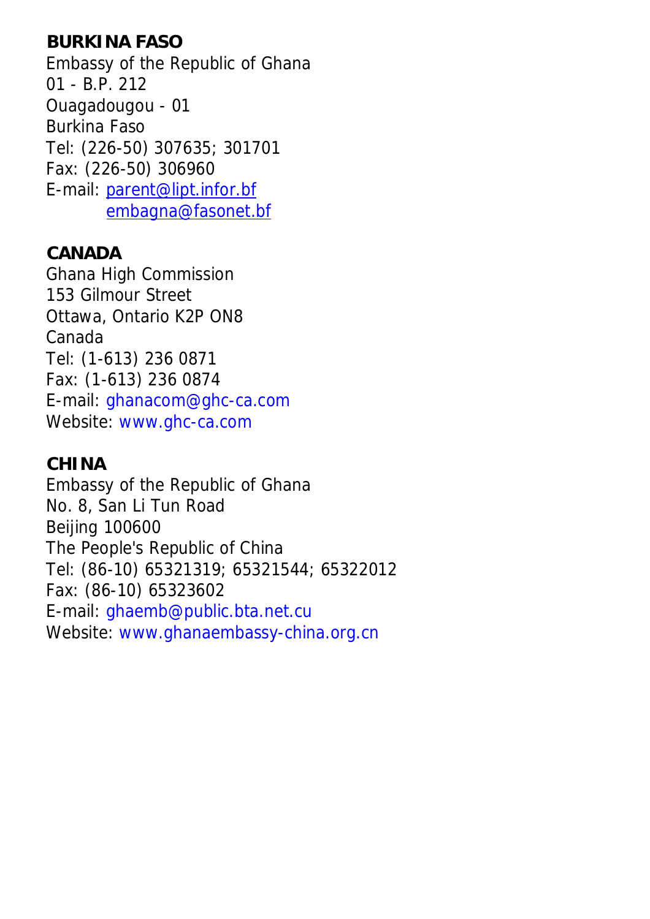**BURKINA FASO**
Embassy of the Republic of Ghana
01 - B.P. 212
Ouagadougou - 01
Burkina Faso
Tel: (226-50) 307635; 301701
Fax: (226-50) 306960
E-mail: parent@lipt.infor.bf
embagna@fasonet.bf

**CANADA**
Ghana High Commission
153 Gilmour Street
Ottawa, Ontario K2P ON8
Canada
Tel: (1-613) 236 0871
Fax: (1-613) 236 0874
E-mail: ghanacom@ghc-ca.com
Website: www.ghc-ca.com

**CHINA**
Embassy of the Republic of Ghana
No. 8, San Li Tun Road
Beijing 100600
The People's Republic of China
Tel: (86-10) 65321319; 65321544; 65322012
Fax: (86-10) 65323602
E-mail: ghaemb@public.bta.net.cu
Website: www.ghanaembassy-china.org.cn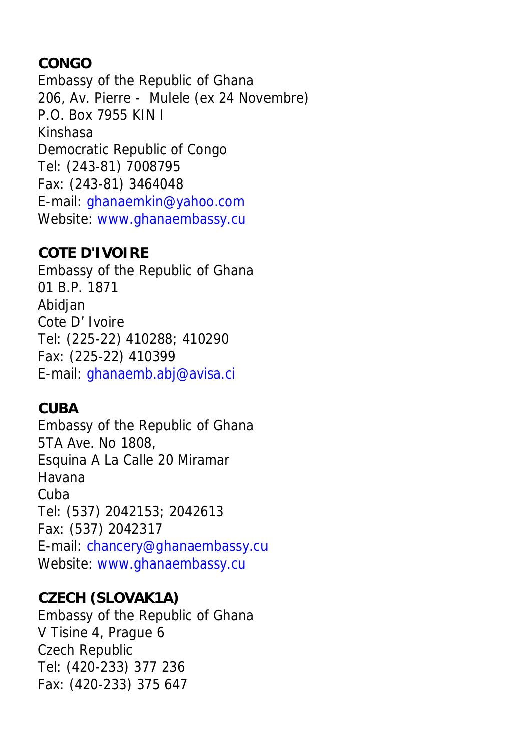**CONGO**
Embassy of the Republic of Ghana
206, Av. Pierre - Mulele (ex 24 Novembre)
P.O. Box 7955 KIN I
Kinshasa
Democratic Republic of Congo
Tel: (243-81) 7008795
Fax: (243-81) 3464048
E-mail: ghanaemkin@yahoo.com
Website: www.ghanaembassy.cu

**COTE D'IVOIRE**
Embassy of the Republic of Ghana
01 B.P. 1871
Abidjan
Cote D' Ivoire
Tel: (225-22) 410288; 410290
Fax: (225-22) 410399
E-mail: ghanaemb.abj@avisa.ci

**CUBA**
Embassy of the Republic of Ghana
5TA Ave. No 1808,
Esquina A La Calle 20 Miramar
Havana
Cuba
Tel: (537) 2042153; 2042613
Fax: (537) 2042317
E-mail: chancery@ghanaembassy.cu
Website: www.ghanaembassy.cu

**CZECH (SLOVAK1A)**
Embassy of the Republic of Ghana
V Tisine 4, Prague 6
Czech Republic
Tel: (420-233) 377 236
Fax: (420-233) 375 647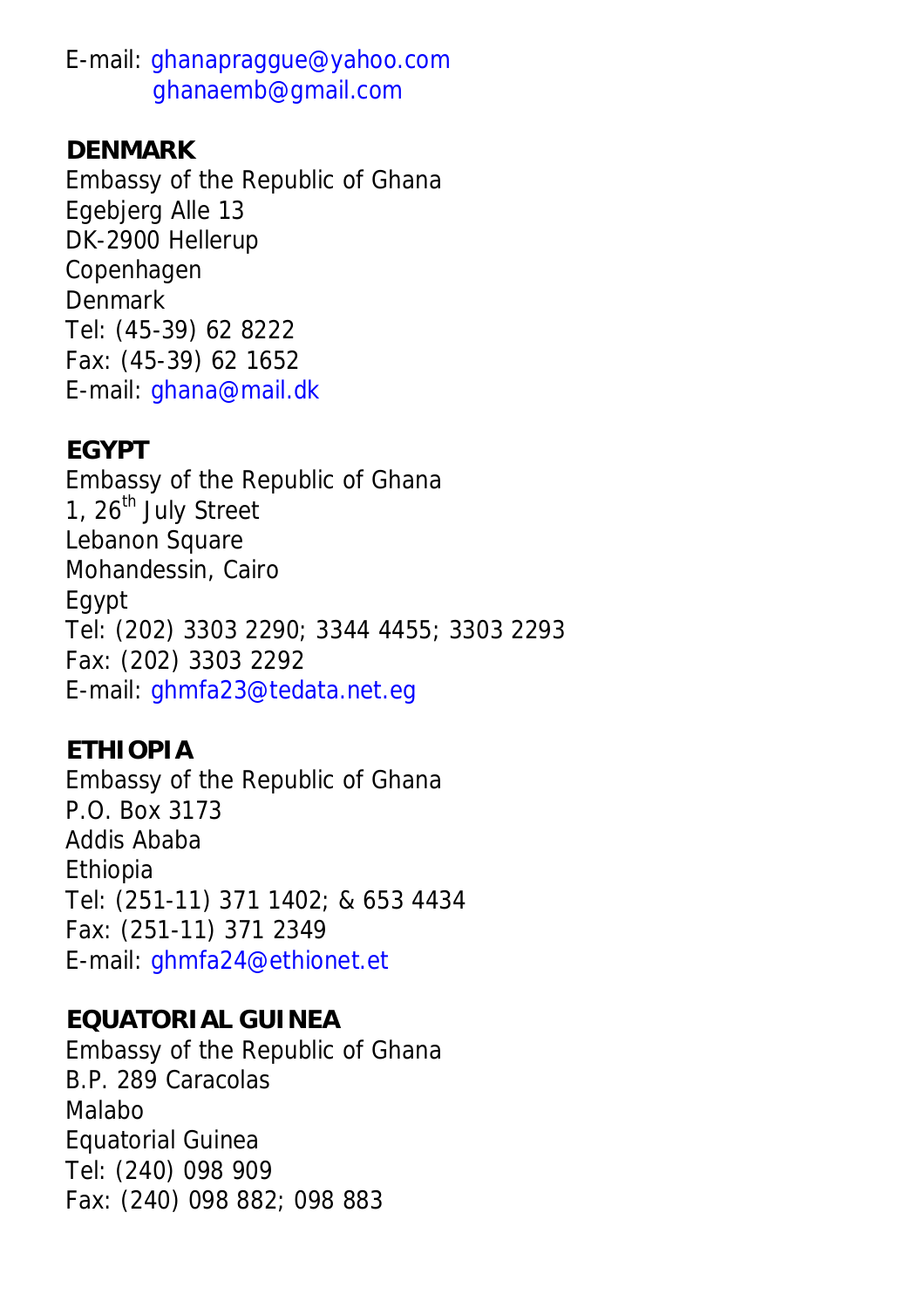E-mail: ghanapraggue@yahoo.com
ghanaemb@gmail.com

**DENMARK**
Embassy of the Republic of Ghana
Egebjerg Alle 13
DK-2900 Hellerup
Copenhagen
Denmark
Tel: (45-39) 62 8222
Fax: (45-39) 62 1652
E-mail: ghana@mail.dk

**EGYPT**
Embassy of the Republic of Ghana
1, 26th July Street
Lebanon Square
Mohandessin, Cairo
Egypt
Tel: (202) 3303 2290; 3344 4455; 3303 2293
Fax: (202) 3303 2292
E-mail: ghmfa23@tedata.net.eg

**ETHIOPIA**
Embassy of the Republic of Ghana
P.O. Box 3173
Addis Ababa
Ethiopia
Tel: (251-11) 371 1402; & 653 4434
Fax: (251-11) 371 2349
E-mail: ghmfa24@ethionet.et

**EQUATORIAL GUINEA**
Embassy of the Republic of Ghana
B.P. 289 Caracolas
Malabo
Equatorial Guinea
Tel: (240) 098 909
Fax: (240) 098 882; 098 883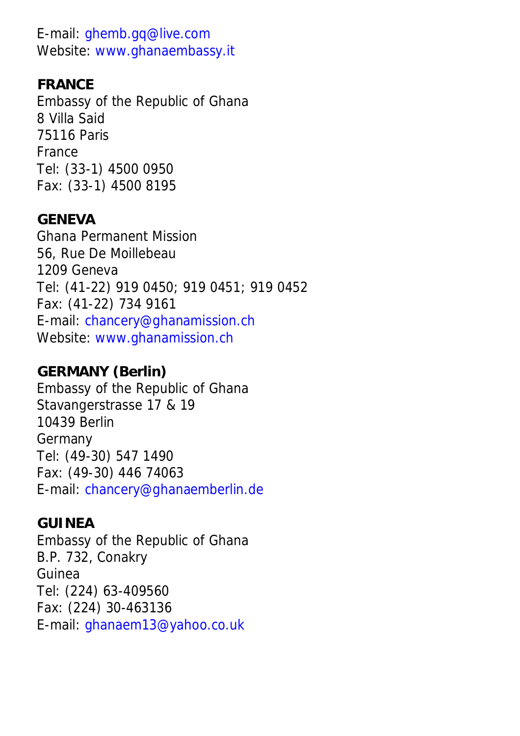E-mail: ghemb.gq@live.com
Website: www.ghanaembassy.it

**FRANCE**
Embassy of the Republic of Ghana
8 Villa Said
75116 Paris
France
Tel: (33-1) 4500 0950
Fax: (33-1) 4500 8195

**GENEVA**
Ghana Permanent Mission
56, Rue De Moillebeau
1209 Geneva
Tel: (41-22) 919 0450; 919 0451; 919 0452
Fax: (41-22) 734 9161
E-mail: chancery@ghanamission.ch
Website: www.ghanamission.ch

**GERMANY (Berlin)**
Embassy of the Republic of Ghana
Stavangerstrasse 17 & 19
10439 Berlin
Germany
Tel: (49-30) 547 1490
Fax: (49-30) 446 74063
E-mail: chancery@ghanaemberlin.de

**GUINEA**
Embassy of the Republic of Ghana
B.P. 732, Conakry
Guinea
Tel: (224) 63-409560
Fax: (224) 30-463136
E-mail: ghanaem13@yahoo.co.uk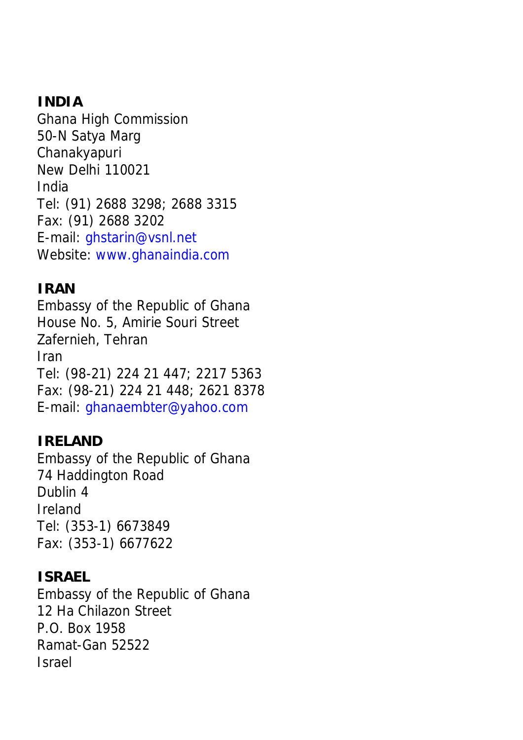**INDIA**
Ghana High Commission
50-N Satya Marg
Chanakyapuri
New Delhi 110021
India
Tel: (91) 2688 3298; 2688 3315
Fax: (91) 2688 3202
E-mail: ghstarin@vsnl.net
Website: www.ghanaindia.com

**IRAN**
Embassy of the Republic of Ghana
House No. 5, Amirie Souri Street
Zafernieh, Tehran
Iran
Tel: (98-21) 224 21 447; 2217 5363
Fax: (98-21) 224 21 448; 2621 8378
E-mail: ghanaembter@yahoo.com

**IRELAND**
Embassy of the Republic of Ghana
74 Haddington Road
Dublin 4
Ireland
Tel: (353-1) 6673849
Fax: (353-1) 6677622

**ISRAEL**
Embassy of the Republic of Ghana
12 Ha Chilazon Street
P.O. Box 1958
Ramat-Gan 52522
Israel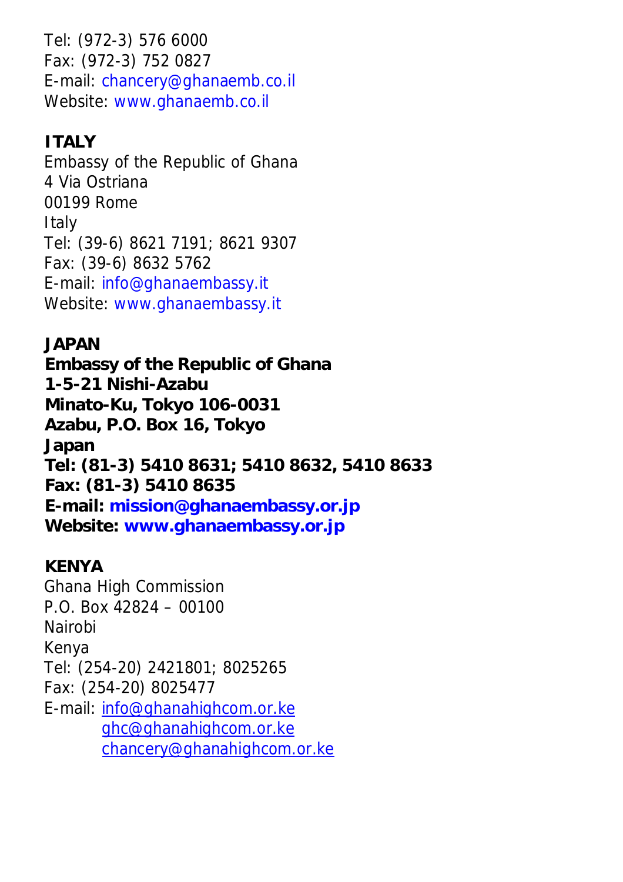Tel: (972-3) 576 6000
Fax: (972-3) 752 0827
E-mail: chancery@ghanaemb.co.il
Website: www.ghanaemb.co.il

**ITALY**
Embassy of the Republic of Ghana
4 Via Ostriana
00199 Rome
Italy
Tel: (39-6) 8621 7191; 8621 9307
Fax: (39-6) 8632 5762
E-mail: info@ghanaembassy.it
Website: www.ghanaembassy.it

**JAPAN**
**Embassy of the Republic of Ghana**
**1-5-21 Nishi-Azabu**
**Minato-Ku, Tokyo 106-0031**
**Azabu, P.O. Box 16, Tokyo**
**Japan**
**Tel: (81-3) 5410 8631; 5410 8632, 5410 8633**
**Fax: (81-3) 5410 8635**
**E-mail: mission@ghanaembassy.or.jp**
**Website: www.ghanaembassy.or.jp**

**KENYA**
Ghana High Commission
P.O. Box 42824 – 00100
Nairobi
Kenya
Tel: (254-20) 2421801; 8025265
Fax: (254-20) 8025477
E-mail: info@ghanahighcom.or.ke
ghc@ghanahighcom.or.ke
chancery@ghanahighcom.or.ke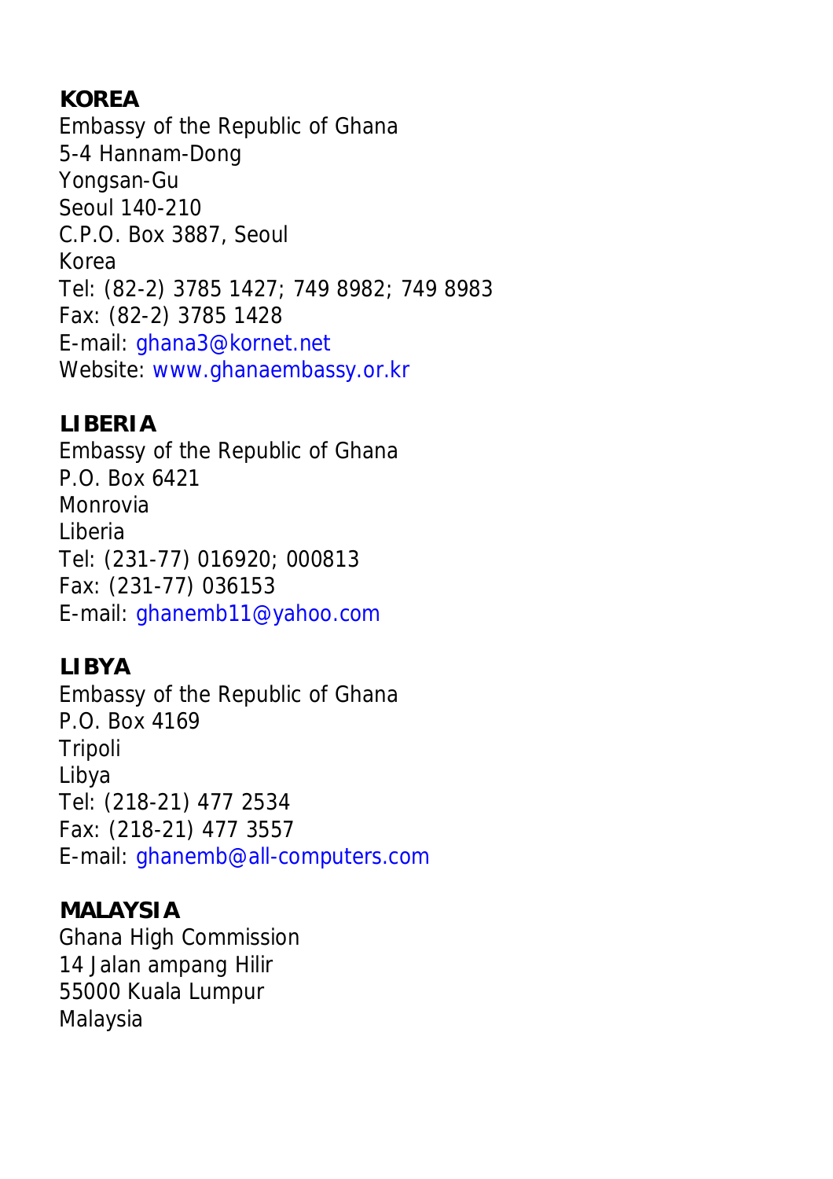**KOREA**
Embassy of the Republic of Ghana
5-4 Hannam-Dong
Yongsan-Gu
Seoul 140-210
C.P.O. Box 3887, Seoul
Korea
Tel: (82-2) 3785 1427; 749 8982; 749 8983
Fax: (82-2) 3785 1428
E-mail: ghana3@kornet.net
Website: www.ghanaembassy.or.kr

**LIBERIA**
Embassy of the Republic of Ghana
P.O. Box 6421
Monrovia
Liberia
Tel: (231-77) 016920; 000813
Fax: (231-77) 036153
E-mail: ghanemb11@yahoo.com

**LIBYA**
Embassy of the Republic of Ghana
P.O. Box 4169
Tripoli
Libya
Tel: (218-21) 477 2534
Fax: (218-21) 477 3557
E-mail: ghanemb@all-computers.com

**MALAYSIA**
Ghana High Commission
14 Jalan ampang Hilir
55000 Kuala Lumpur
Malaysia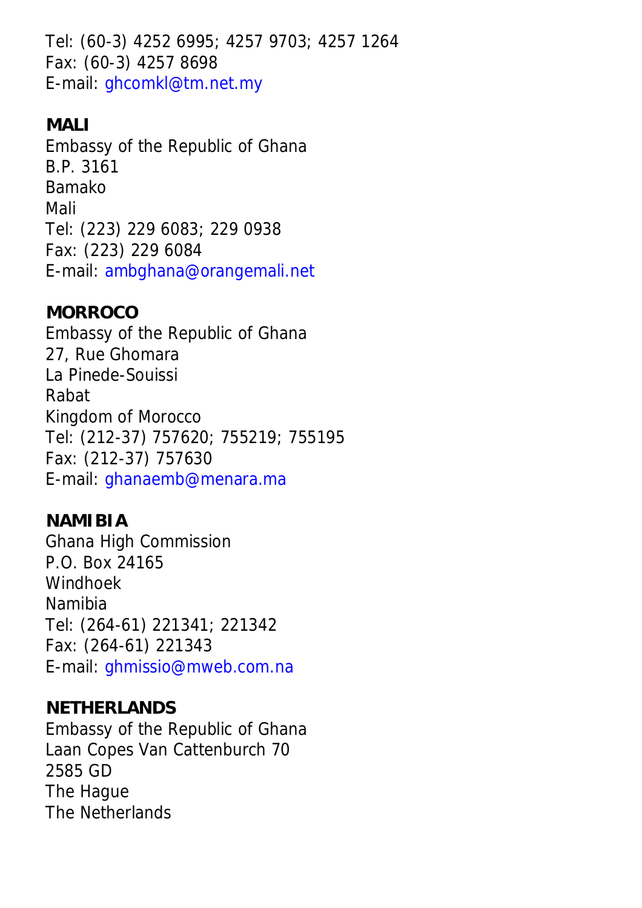Tel: (60-3) 4252 6995; 4257 9703; 4257 1264
Fax: (60-3) 4257 8698
E-mail: ghcomkl@tm.net.my

**MALI**
Embassy of the Republic of Ghana
B.P. 3161
Bamako
Mali
Tel: (223) 229 6083; 229 0938
Fax: (223) 229 6084
E-mail: ambghana@orangemali.net

**MORROCO**
Embassy of the Republic of Ghana
27, Rue Ghomara
La Pinede-Souissi
Rabat
Kingdom of Morocco
Tel: (212-37) 757620; 755219; 755195
Fax: (212-37) 757630
E-mail: ghanaemb@menara.ma

**NAMIBIA**
Ghana High Commission
P.O. Box 24165
Windhoek
Namibia
Tel: (264-61) 221341; 221342
Fax: (264-61) 221343
E-mail: ghmissio@mweb.com.na

**NETHERLANDS**
Embassy of the Republic of Ghana
Laan Copes Van Cattenburch 70
2585 GD
The Hague
The Netherlands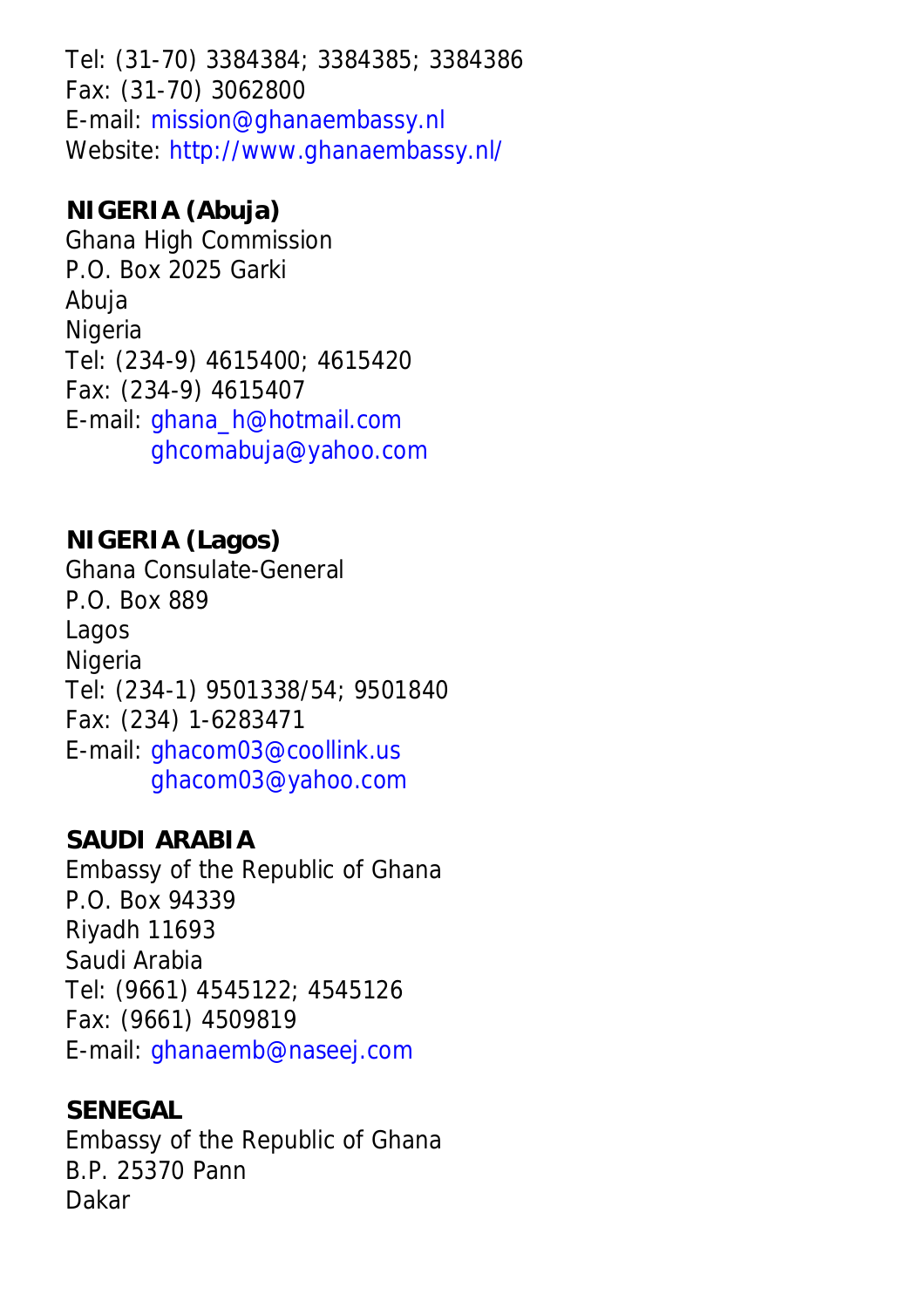Tel: (31-70) 3384384; 3384385; 3384386
Fax: (31-70) 3062800
E-mail: mission@ghanaembassy.nl
Website: http://www.ghanaembassy.nl/

**NIGERIA (Abuja)**
Ghana High Commission
P.O. Box 2025 Garki
Abuja
Nigeria
Tel: (234-9) 4615400; 4615420
Fax: (234-9) 4615407
E-mail: ghana_h@hotmail.com
ghcomabuja@yahoo.com

**NIGERIA (Lagos)**
Ghana Consulate-General
P.O. Box 889
Lagos
Nigeria
Tel: (234-1) 9501338/54; 9501840
Fax: (234) 1-6283471
E-mail: ghacom03@coollink.us
ghacom03@yahoo.com

**SAUDI ARABIA**
Embassy of the Republic of Ghana
P.O. Box 94339
Riyadh 11693
Saudi Arabia
Tel: (9661) 4545122; 4545126
Fax: (9661) 4509819
E-mail: ghanaemb@naseej.com

**SENEGAL**
Embassy of the Republic of Ghana
B.P. 25370 Pann
Dakar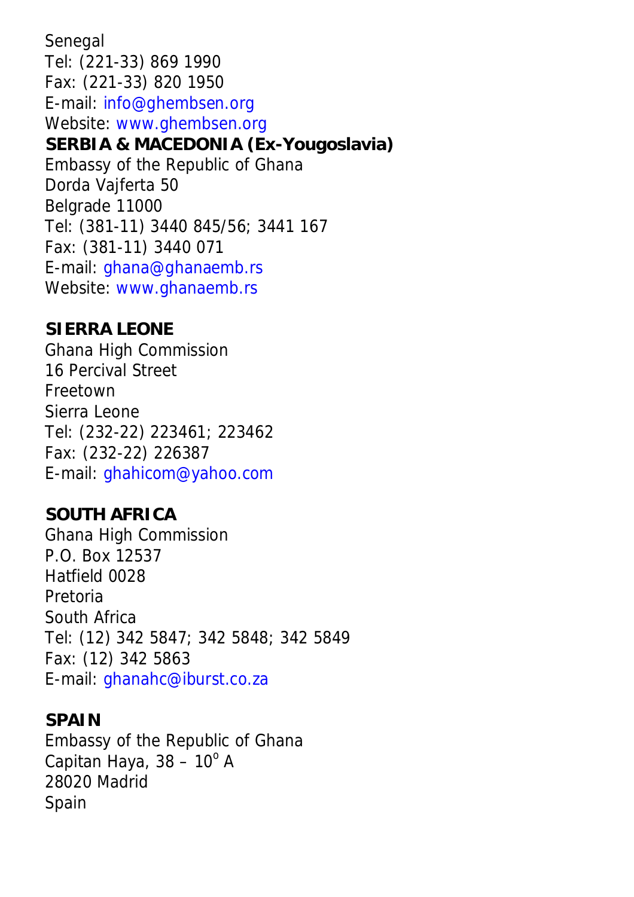Senegal
Tel: (221-33) 869 1990
Fax: (221-33) 820 1950
E-mail: info@ghembsen.org
Website: www.ghembsen.org

**SERBIA & MACEDONIA (Ex-Yougoslavia)**
Embassy of the Republic of Ghana
Dorda Vajferta 50
Belgrade 11000
Tel: (381-11) 3440 845/56; 3441 167
Fax: (381-11) 3440 071
E-mail: ghana@ghanaemb.rs
Website: www.ghanaemb.rs

**SIERRA LEONE**
Ghana High Commission
16 Percival Street
Freetown
Sierra Leone
Tel: (232-22) 223461; 223462
Fax: (232-22) 226387
E-mail: ghahicom@yahoo.com

**SOUTH AFRICA**
Ghana High Commission
P.O. Box 12537
Hatfield 0028
Pretoria
South Africa
Tel: (12) 342 5847; 342 5848; 342 5849
Fax: (12) 342 5863
E-mail: ghanahc@iburst.co.za

**SPAIN**
Embassy of the Republic of Ghana
Capitan Haya, 38 – 10º A
28020 Madrid
Spain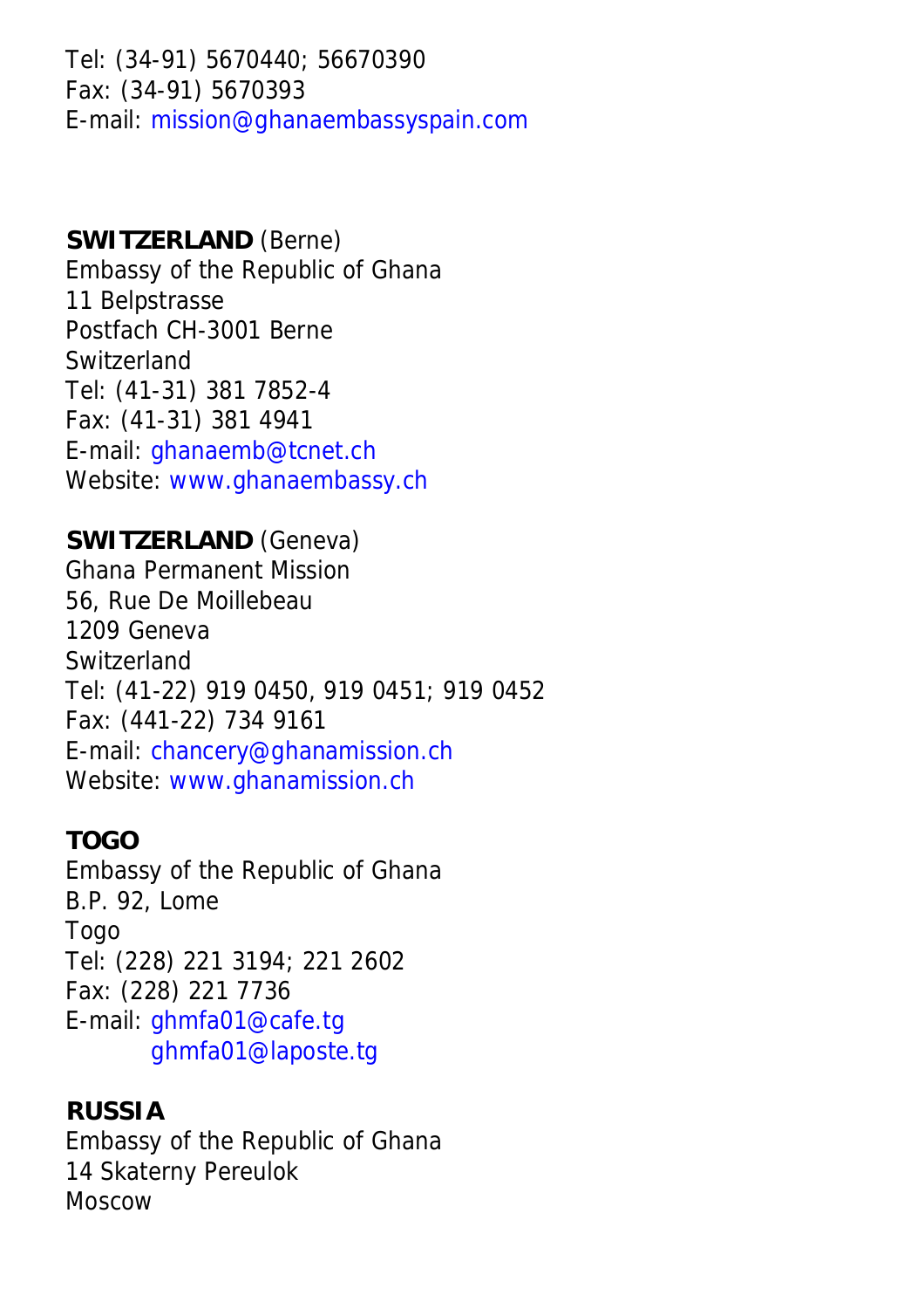Tel: (34-91) 5670440; 56670390
Fax: (34-91) 5670393
E-mail: mission@ghanaembassyspain.com

**SWITZERLAND** (Berne)
Embassy of the Republic of Ghana
11 Belpstrasse
Postfach CH-3001 Berne
Switzerland
Tel: (41-31) 381 7852-4
Fax: (41-31) 381 4941
E-mail: ghanaemb@tcnet.ch
Website: www.ghanaembassy.ch

**SWITZERLAND** (Geneva)
Ghana Permanent Mission
56, Rue De Moillebeau
1209 Geneva
Switzerland
Tel: (41-22) 919 0450, 919 0451; 919 0452
Fax: (441-22) 734 9161
E-mail: chancery@ghanamission.ch
Website: www.ghanamission.ch

**TOGO**
Embassy of the Republic of Ghana
B.P. 92, Lome
Togo
Tel: (228) 221 3194; 221 2602
Fax: (228) 221 7736
E-mail: ghmfa01@cafe.tg
ghmfa01@laposte.tg

**RUSSIA**
Embassy of the Republic of Ghana
14 Skaterny Pereulok
Moscow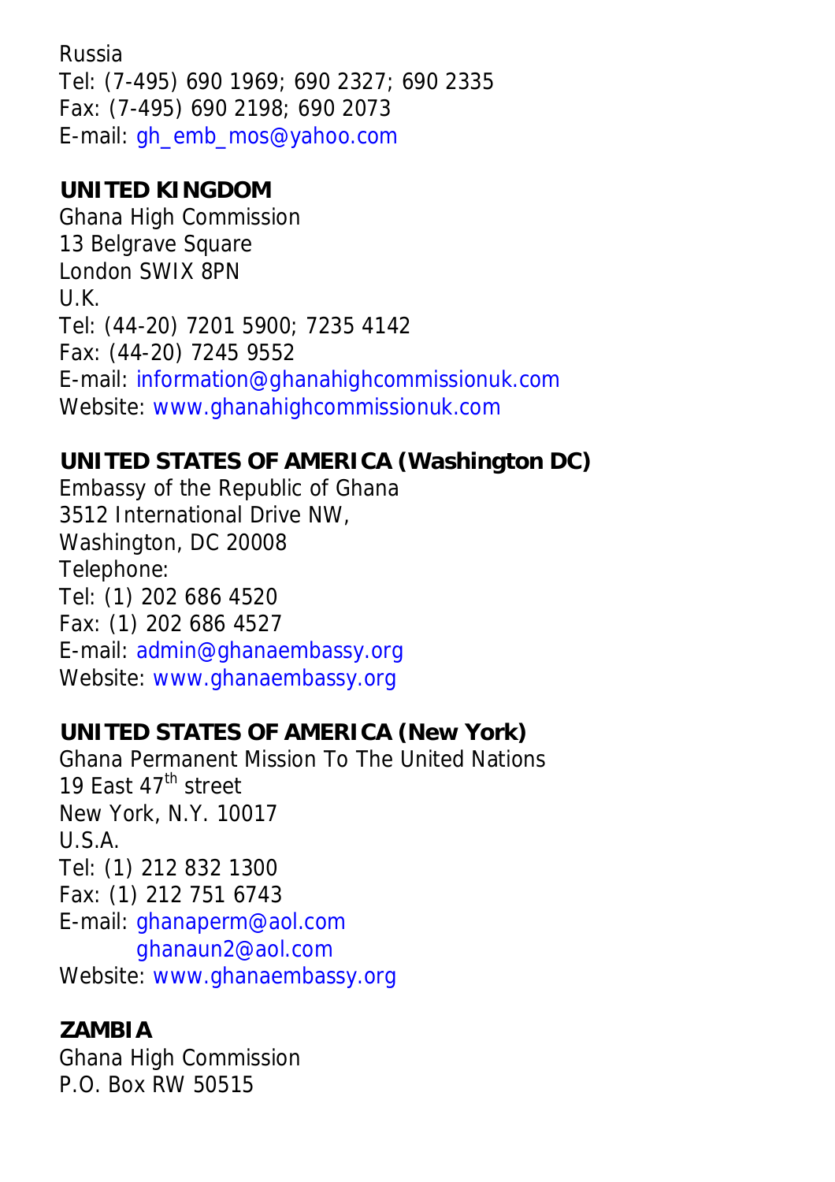Russia
Tel: (7-495) 690 1969; 690 2327; 690 2335
Fax: (7-495) 690 2198; 690 2073
E-mail: gh_emb_mos@yahoo.com

**UNITED KINGDOM**
Ghana High Commission
13 Belgrave Square
London SWIX 8PN
U.K.
Tel: (44-20) 7201 5900; 7235 4142
Fax: (44-20) 7245 9552
E-mail: information@ghanahighcommissionuk.com
Website: www.ghanahighcommissionuk.com

**UNITED STATES OF AMERICA (Washington DC)**
Embassy of the Republic of Ghana
3512 International Drive NW,
Washington, DC 20008
Telephone:
Tel: (1) 202 686 4520
Fax: (1) 202 686 4527
E-mail: admin@ghanaembassy.org
Website: www.ghanaembassy.org

**UNITED STATES OF AMERICA (New York)**
Ghana Permanent Mission To The United Nations
19 East 47th street
New York, N.Y. 10017
U.S.A.
Tel: (1) 212 832 1300
Fax: (1) 212 751 6743
E-mail: ghanaperm@aol.com
ghanaun2@aol.com
Website: www.ghanaembassy.org

**ZAMBIA**
Ghana High Commission
P.O. Box RW 50515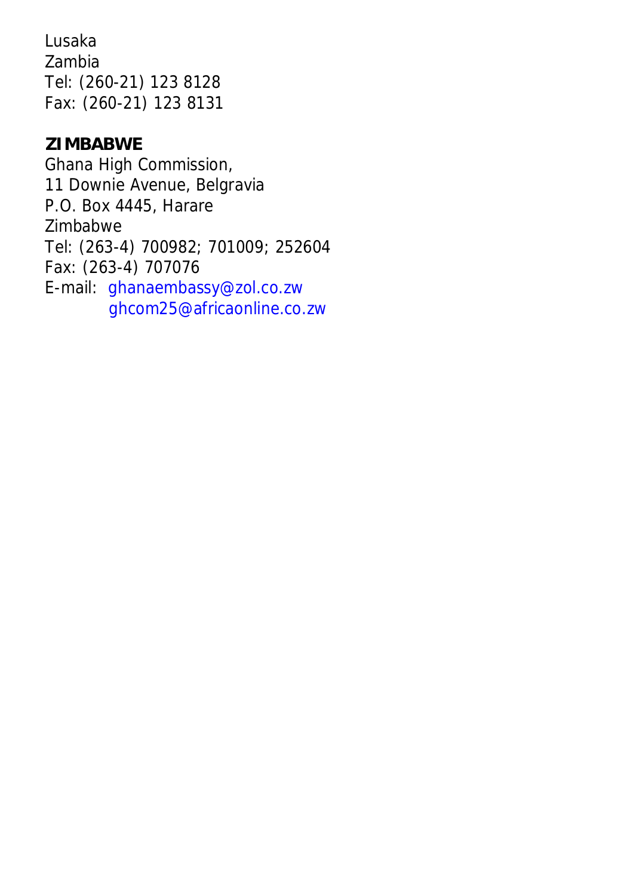Lusaka
Zambia
Tel: (260-21) 123 8128
Fax: (260-21) 123 8131

**ZIMBABWE**
Ghana High Commission,
11 Downie Avenue, Belgravia
P.O. Box 4445, Harare
Zimbabwe
Tel: (263-4) 700982; 701009; 252604
Fax: (263-4) 707076
E-mail: ghanaembassy@zol.co.zw
ghcom25@africaonline.co.zw